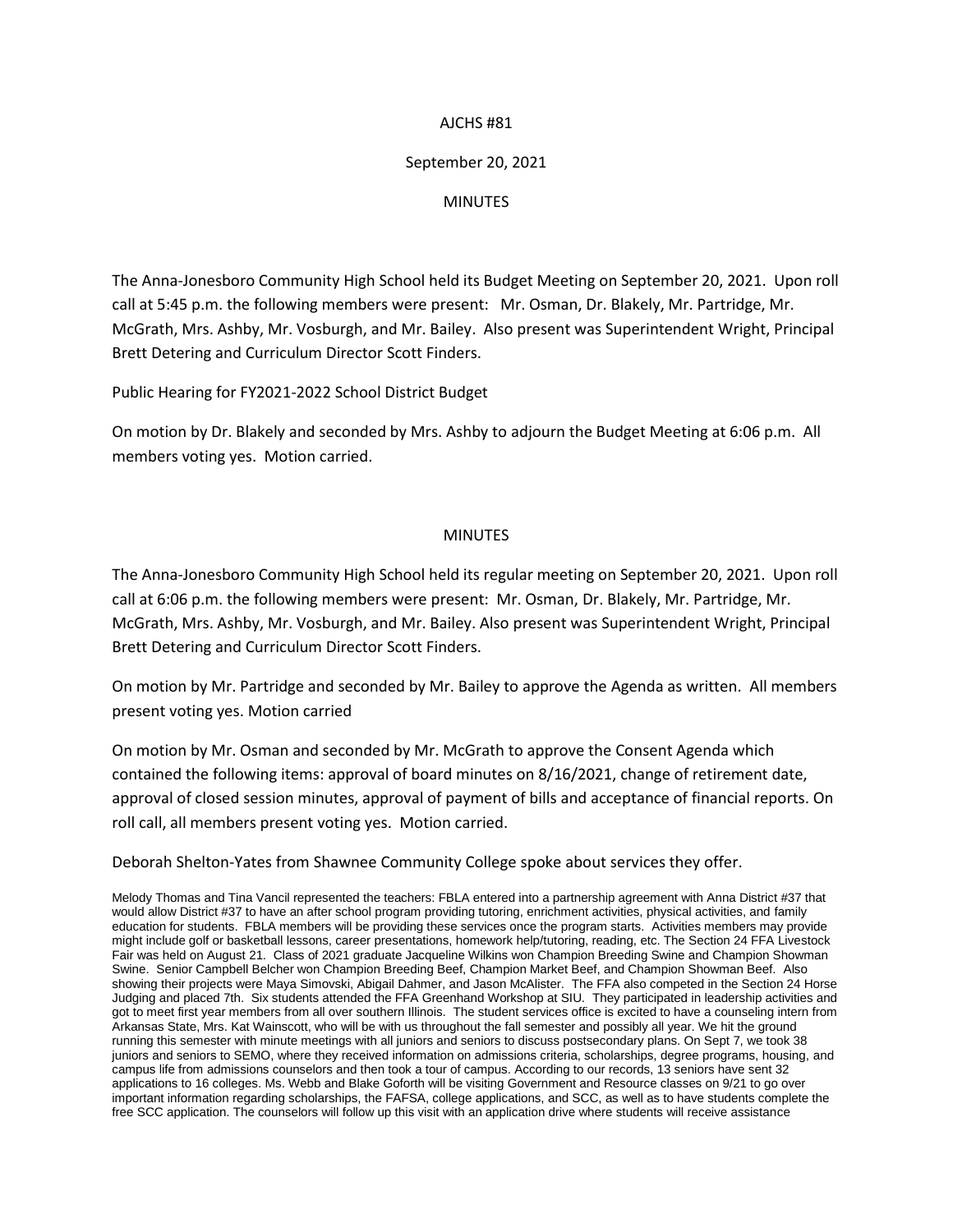AJCHS #81

September 20, 2021

MINUTES

The Anna-Jonesboro Community High School held its Budget Meeting on September 20, 2021. Upon roll call at 5:45 p.m. the following members were present: Mr. Osman, Dr. Blakely, Mr. Partridge, Mr. McGrath, Mrs. Ashby, Mr. Vosburgh, and Mr. Bailey. Also present was Superintendent Wright, Principal Brett Detering and Curriculum Director Scott Finders.

Public Hearing for FY2021-2022 School District Budget

On motion by Dr. Blakely and seconded by Mrs. Ashby to adjourn the Budget Meeting at 6:06 p.m. All members voting yes. Motion carried.

MINUTES

The Anna-Jonesboro Community High School held its regular meeting on September 20, 2021. Upon roll call at 6:06 p.m. the following members were present: Mr. Osman, Dr. Blakely, Mr. Partridge, Mr. McGrath, Mrs. Ashby, Mr. Vosburgh, and Mr. Bailey. Also present was Superintendent Wright, Principal Brett Detering and Curriculum Director Scott Finders.

On motion by Mr. Partridge and seconded by Mr. Bailey to approve the Agenda as written. All members present voting yes. Motion carried

On motion by Mr. Osman and seconded by Mr. McGrath to approve the Consent Agenda which contained the following items: approval of board minutes on 8/16/2021, change of retirement date, approval of closed session minutes, approval of payment of bills and acceptance of financial reports. On roll call, all members present voting yes. Motion carried.

Deborah Shelton-Yates from Shawnee Community College spoke about services they offer.

Melody Thomas and Tina Vancil represented the teachers: FBLA entered into a partnership agreement with Anna District #37 that would allow District #37 to have an after school program providing tutoring, enrichment activities, physical activities, and family education for students. FBLA members will be providing these services once the program starts. Activities members may provide might include golf or basketball lessons, career presentations, homework help/tutoring, reading, etc. The Section 24 FFA Livestock Fair was held on August 21. Class of 2021 graduate Jacqueline Wilkins won Champion Breeding Swine and Champion Showman Swine. Senior Campbell Belcher won Champion Breeding Beef, Champion Market Beef, and Champion Showman Beef. Also showing their projects were Maya Simovski, Abigail Dahmer, and Jason McAlister. The FFA also competed in the Section 24 Horse Judging and placed 7th. Six students attended the FFA Greenhand Workshop at SIU. They participated in leadership activities and got to meet first year members from all over southern Illinois. The student services office is excited to have a counseling intern from Arkansas State, Mrs. Kat Wainscott, who will be with us throughout the fall semester and possibly all year. We hit the ground running this semester with minute meetings with all juniors and seniors to discuss postsecondary plans. On Sept 7, we took 38 juniors and seniors to SEMO, where they received information on admissions criteria, scholarships, degree programs, housing, and campus life from admissions counselors and then took a tour of campus. According to our records, 13 seniors have sent 32 applications to 16 colleges. Ms. Webb and Blake Goforth will be visiting Government and Resource classes on 9/21 to go over important information regarding scholarships, the FAFSA, college applications, and SCC, as well as to have students complete the free SCC application. The counselors will follow up this visit with an application drive where students will receive assistance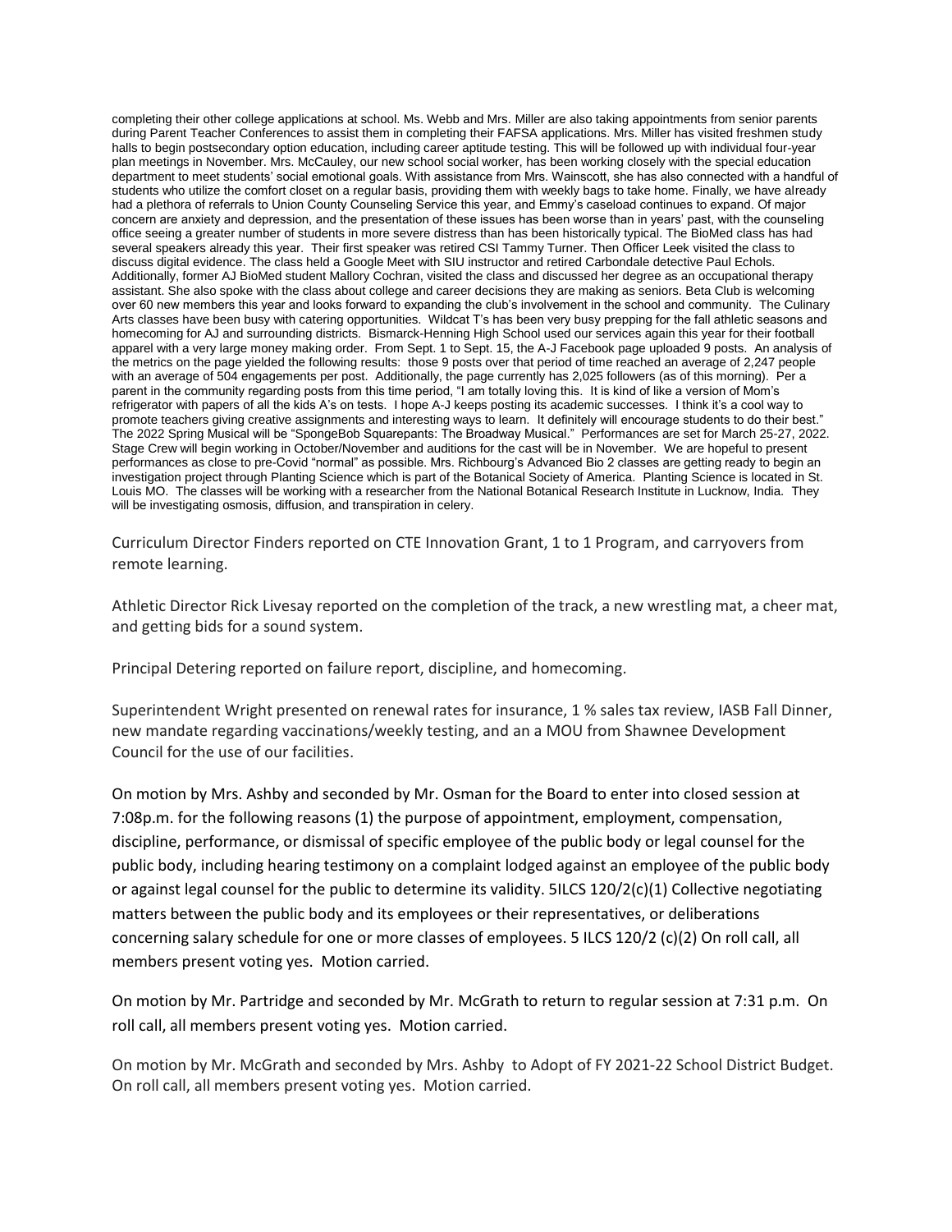completing their other college applications at school. Ms. Webb and Mrs. Miller are also taking appointments from senior parents during Parent Teacher Conferences to assist them in completing their FAFSA applications. Mrs. Miller has visited freshmen study halls to begin postsecondary option education, including career aptitude testing. This will be followed up with individual four-year plan meetings in November. Mrs. McCauley, our new school social worker, has been working closely with the special education department to meet students' social emotional goals. With assistance from Mrs. Wainscott, she has also connected with a handful of students who utilize the comfort closet on a regular basis, providing them with weekly bags to take home. Finally, we have already had a plethora of referrals to Union County Counseling Service this year, and Emmy's caseload continues to expand. Of major concern are anxiety and depression, and the presentation of these issues has been worse than in years' past, with the counseling office seeing a greater number of students in more severe distress than has been historically typical. The BioMed class has had several speakers already this year. Their first speaker was retired CSI Tammy Turner. Then Officer Leek visited the class to discuss digital evidence. The class held a Google Meet with SIU instructor and retired Carbondale detective Paul Echols. Additionally, former AJ BioMed student Mallory Cochran, visited the class and discussed her degree as an occupational therapy assistant. She also spoke with the class about college and career decisions they are making as seniors. Beta Club is welcoming over 60 new members this year and looks forward to expanding the club's involvement in the school and community. The Culinary Arts classes have been busy with catering opportunities. Wildcat T's has been very busy prepping for the fall athletic seasons and homecoming for AJ and surrounding districts. Bismarck-Henning High School used our services again this year for their football apparel with a very large money making order. From Sept. 1 to Sept. 15, the A-J Facebook page uploaded 9 posts. An analysis of the metrics on the page yielded the following results: those 9 posts over that period of time reached an average of 2,247 people with an average of 504 engagements per post. Additionally, the page currently has 2,025 followers (as of this morning). Per a parent in the community regarding posts from this time period, "I am totally loving this. It is kind of like a version of Mom's refrigerator with papers of all the kids A's on tests. I hope A-J keeps posting its academic successes. I think it's a cool way to promote teachers giving creative assignments and interesting ways to learn. It definitely will encourage students to do their best." The 2022 Spring Musical will be "SpongeBob Squarepants: The Broadway Musical." Performances are set for March 25-27, 2022. Stage Crew will begin working in October/November and auditions for the cast will be in November. We are hopeful to present performances as close to pre-Covid "normal" as possible. Mrs. Richbourg's Advanced Bio 2 classes are getting ready to begin an investigation project through Planting Science which is part of the Botanical Society of America. Planting Science is located in St. Louis MO. The classes will be working with a researcher from the National Botanical Research Institute in Lucknow, India. They will be investigating osmosis, diffusion, and transpiration in celery.

Curriculum Director Finders reported on CTE Innovation Grant, 1 to 1 Program, and carryovers from remote learning.

Athletic Director Rick Livesay reported on the completion of the track, a new wrestling mat, a cheer mat, and getting bids for a sound system.

Principal Detering reported on failure report, discipline, and homecoming.

Superintendent Wright presented on renewal rates for insurance, 1 % sales tax review, IASB Fall Dinner, new mandate regarding vaccinations/weekly testing, and an a MOU from Shawnee Development Council for the use of our facilities.

On motion by Mrs. Ashby and seconded by Mr. Osman for the Board to enter into closed session at 7:08p.m. for the following reasons (1) the purpose of appointment, employment, compensation, discipline, performance, or dismissal of specific employee of the public body or legal counsel for the public body, including hearing testimony on a complaint lodged against an employee of the public body or against legal counsel for the public to determine its validity. 5ILCS 120/2(c)(1) Collective negotiating matters between the public body and its employees or their representatives, or deliberations concerning salary schedule for one or more classes of employees. 5 ILCS 120/2 (c)(2) On roll call, all members present voting yes. Motion carried.

On motion by Mr. Partridge and seconded by Mr. McGrath to return to regular session at 7:31 p.m. On roll call, all members present voting yes. Motion carried.

On motion by Mr. McGrath and seconded by Mrs. Ashby to Adopt of FY 2021-22 School District Budget. On roll call, all members present voting yes. Motion carried.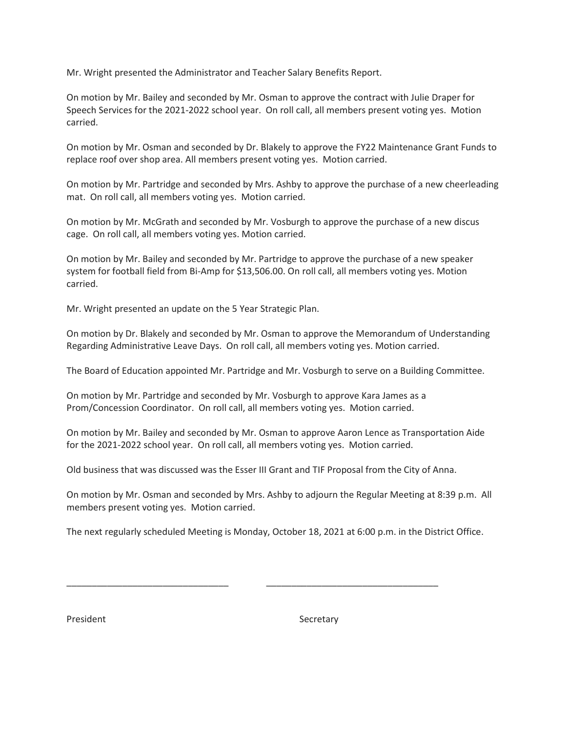Mr. Wright presented the Administrator and Teacher Salary Benefits Report.

On motion by Mr. Bailey and seconded by Mr. Osman to approve the contract with Julie Draper for Speech Services for the 2021-2022 school year. On roll call, all members present voting yes. Motion carried.

On motion by Mr. Osman and seconded by Dr. Blakely to approve the FY22 Maintenance Grant Funds to replace roof over shop area. All members present voting yes. Motion carried.

On motion by Mr. Partridge and seconded by Mrs. Ashby to approve the purchase of a new cheerleading mat. On roll call, all members voting yes. Motion carried.

On motion by Mr. McGrath and seconded by Mr. Vosburgh to approve the purchase of a new discus cage. On roll call, all members voting yes. Motion carried.

On motion by Mr. Bailey and seconded by Mr. Partridge to approve the purchase of a new speaker system for football field from Bi-Amp for $13,506.00. On roll call, all members voting yes. Motion carried.

Mr. Wright presented an update on the 5 Year Strategic Plan.

On motion by Dr. Blakely and seconded by Mr. Osman to approve the Memorandum of Understanding Regarding Administrative Leave Days. On roll call, all members voting yes. Motion carried.

The Board of Education appointed Mr. Partridge and Mr. Vosburgh to serve on a Building Committee.

On motion by Mr. Partridge and seconded by Mr. Vosburgh to approve Kara James as a Prom/Concession Coordinator. On roll call, all members voting yes. Motion carried.

On motion by Mr. Bailey and seconded by Mr. Osman to approve Aaron Lence as Transportation Aide for the 2021-2022 school year. On roll call, all members voting yes. Motion carried.

Old business that was discussed was the Esser III Grant and TIF Proposal from the City of Anna.

On motion by Mr. Osman and seconded by Mrs. Ashby to adjourn the Regular Meeting at 8:39 p.m. All members present voting yes. Motion carried.

The next regularly scheduled Meeting is Monday, October 18, 2021 at 6:00 p.m. in the District Office.

_______________________________ _________________________________

President Secretary